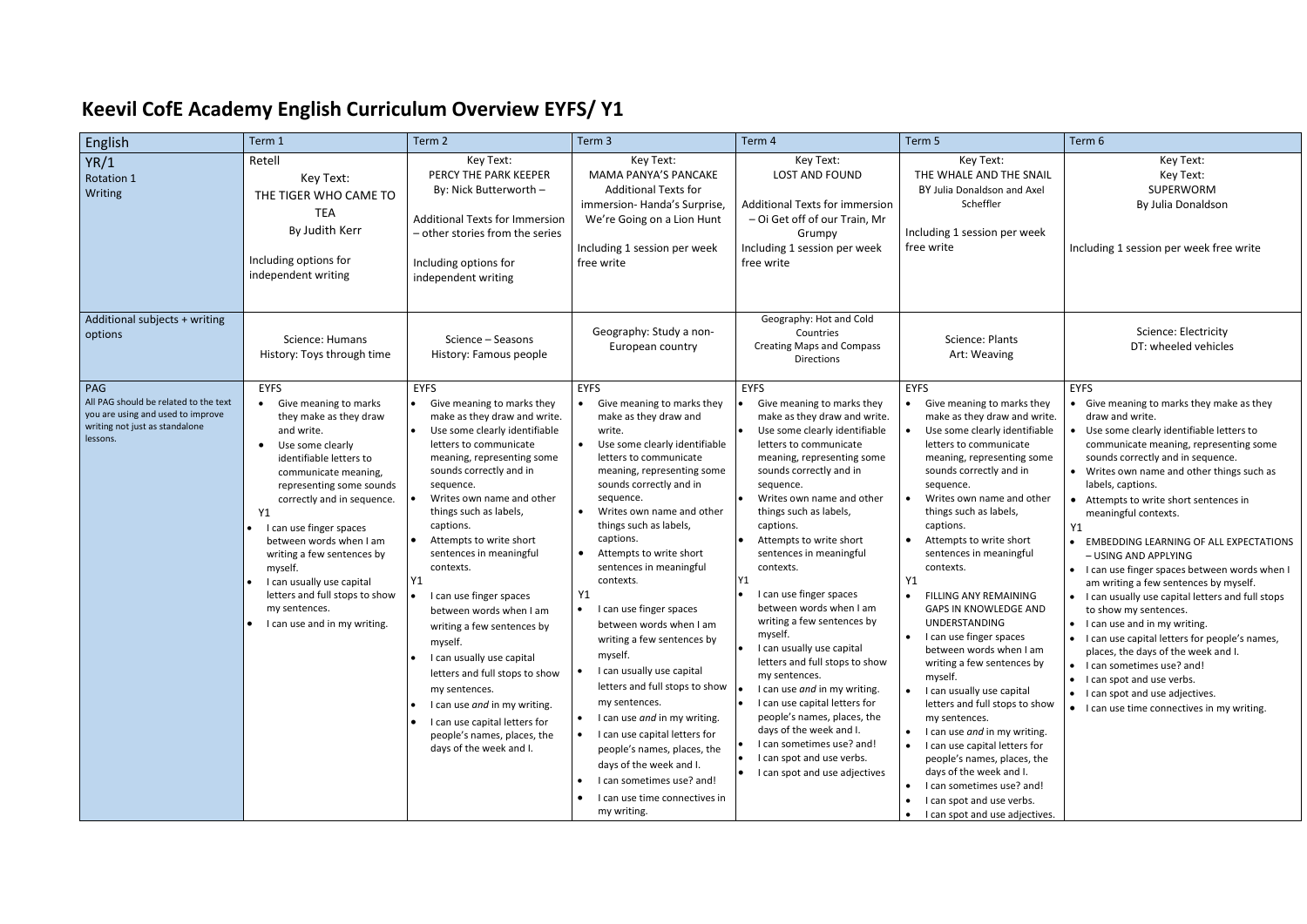# Keevil CofE Academy English Curriculum Overview EYFS/ Y1

| English | Term 1 | Term 2 | Term 3 | Term 4 | Term 5 | Term 6 |
|---|---|---|---|---|---|---|
| YR/1<br>Rotation 1<br>Writing | Retell<br>Key Text:<br>THE TIGER WHO CAME TO TEA<br>By Judith Kerr<br><br>Including options for independent writing | Key Text:<br>PERCY THE PARK KEEPER<br>By: Nick Butterworth –<br><br>Additional Texts for Immersion – other stories from the series<br><br>Including options for independent writing | Key Text:<br>MAMA PANYA'S PANCAKE<br>Additional Texts for immersion- Handa's Surprise, We're Going on a Lion Hunt<br><br>Including 1 session per week free write | Key Text:<br>LOST AND FOUND<br><br>Additional Texts for immersion – Oi Get off of our Train, Mr Grumpy<br>Including 1 session per week free write | Key Text:<br>THE WHALE AND THE SNAIL<br>BY Julia Donaldson and Axel Scheffler<br><br>Including 1 session per week free write | Key Text:<br>Key Text:<br>SUPERWORM<br>By Julia Donaldson<br><br>Including 1 session per week free write |
| Additional subjects + writing options | Science: Humans<br>History: Toys through time | Science – Seasons<br>History: Famous people | Geography: Study a non-European country | Geography: Hot and Cold Countries<br>Creating Maps and Compass Directions | Science: Plants<br>Art: Weaving | Science: Electricity<br>DT: wheeled vehicles |
| PAG<br>All PAG should be related to the text you are using and used to improve writing not just as standalone lessons. | EYFS<br>• Give meaning to marks they make as they draw and write.<br>• Use some clearly identifiable letters to communicate meaning, representing some sounds correctly and in sequence.<br>Y1<br>• I can use finger spaces between words when I am writing a few sentences by myself.<br>• I can usually use capital letters and full stops to show my sentences.<br>• I can use and in my writing. | EYFS<br>• Give meaning to marks they make as they draw and write.<br>• Use some clearly identifiable letters to communicate meaning, representing some sounds correctly and in sequence.<br>• Writes own name and other things such as labels, captions.<br>• Attempts to write short sentences in meaningful contexts.<br>Y1<br>• I can use finger spaces between words when I am writing a few sentences by myself.<br>• I can usually use capital letters and full stops to show my sentences.<br>• I can use *and* in my writing.<br>• I can use capital letters for people's names, places, the days of the week and I. | EYFS<br>• Give meaning to marks they make as they draw and write.<br>• Use some clearly identifiable letters to communicate meaning, representing some sounds correctly and in sequence.<br>• Writes own name and other things such as labels, captions.<br>• Attempts to write short sentences in meaningful contexts.<br>Y1<br>• I can use finger spaces between words when I am writing a few sentences by myself.<br>• I can usually use capital letters and full stops to show my sentences.<br>• I can use *and* in my writing.<br>• I can use capital letters for people's names, places, the days of the week and I.<br>• I can sometimes use? and!<br>• I can use time connectives in my writing. | EYFS<br>• Give meaning to marks they make as they draw and write.<br>• Use some clearly identifiable letters to communicate meaning, representing some sounds correctly and in sequence.<br>• Writes own name and other things such as labels, captions.<br>• Attempts to write short sentences in meaningful contexts.<br>Y1<br>• I can use finger spaces between words when I am writing a few sentences by myself.<br>• I can usually use capital letters and full stops to show my sentences.<br>• I can use *and* in my writing.<br>• I can use capital letters for people's names, places, the days of the week and I.<br>• I can sometimes use? and!<br>• I can spot and use verbs.<br>• I can spot and use adjectives | EYFS<br>• Give meaning to marks they make as they draw and write.<br>• Use some clearly identifiable letters to communicate meaning, representing some sounds correctly and in sequence.<br>• Writes own name and other things such as labels, captions.<br>• Attempts to write short sentences in meaningful contexts.<br>Y1<br>• FILLING ANY REMAINING GAPS IN KNOWLEDGE AND UNDERSTANDING<br>• I can use finger spaces between words when I am writing a few sentences by myself.<br>• I can usually use capital letters and full stops to show my sentences.<br>• I can use *and* in my writing.<br>• I can use capital letters for people's names, places, the days of the week and I.<br>• I can sometimes use? and!<br>• I can spot and use verbs.<br>• I can spot and use adjectives. | EYFS<br>• Give meaning to marks they make as they draw and write.<br>• Use some clearly identifiable letters to communicate meaning, representing some sounds correctly and in sequence.<br>• Writes own name and other things such as labels, captions.<br>• Attempts to write short sentences in meaningful contexts.<br>Y1<br>• EMBEDDING LEARNING OF ALL EXPECTATIONS – USING AND APPLYING<br>• I can use finger spaces between words when I am writing a few sentences by myself.<br>• I can usually use capital letters and full stops to show my sentences.<br>• I can use and in my writing.<br>• I can use capital letters for people's names, places, the days of the week and I.<br>• I can sometimes use? and!<br>• I can spot and use verbs.<br>• I can spot and use adjectives.<br>• I can use time connectives in my writing. |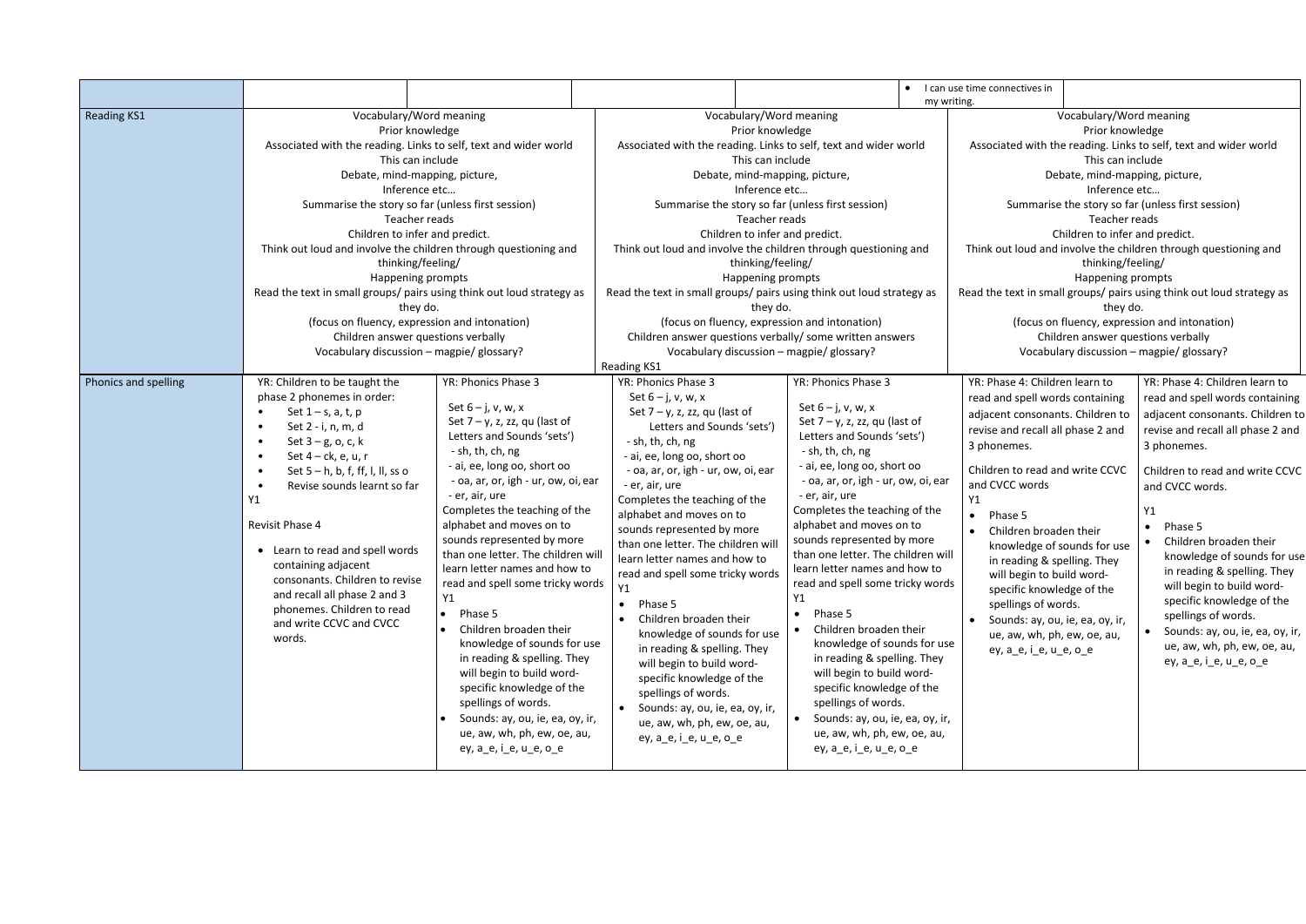| | | | | | | |
|---|---|---|---|---|---|---|
| | | | | • I can use time connectives in my writing. | | |
| Reading KS1 | Vocabulary/Word meaning<br>Prior knowledge<br>Associated with the reading. Links to self, text and wider world<br>This can include<br>Debate, mind-mapping, picture,<br>Inference etc…<br>Summarise the story so far (unless first session)<br>Teacher reads<br>Children to infer and predict.<br>Think out loud and involve the children through questioning and thinking/feeling/<br>Happening prompts<br>Read the text in small groups/ pairs using think out loud strategy as they do.<br>(focus on fluency, expression and intonation)<br>Children answer questions verbally<br>Vocabulary discussion – magpie/ glossary? | | Vocabulary/Word meaning<br>Prior knowledge<br>Associated with the reading. Links to self, text and wider world<br>This can include<br>Debate, mind-mapping, picture,<br>Inference etc…<br>Summarise the story so far (unless first session)<br>Teacher reads<br>Children to infer and predict.<br>Think out loud and involve the children through questioning and thinking/feeling/<br>Happening prompts<br>Read the text in small groups/ pairs using think out loud strategy as they do.<br>(focus on fluency, expression and intonation)<br>Children answer questions verbally/ some written answers<br>Vocabulary discussion – magpie/ glossary?<br>Reading KS1 | | Vocabulary/Word meaning<br>Prior knowledge<br>Associated with the reading. Links to self, text and wider world<br>This can include<br>Debate, mind-mapping, picture,<br>Inference etc…<br>Summarise the story so far (unless first session)<br>Teacher reads<br>Children to infer and predict.<br>Think out loud and involve the children through questioning and thinking/feeling/<br>Happening prompts<br>Read the text in small groups/ pairs using think out loud strategy as they do.<br>(focus on fluency, expression and intonation)<br>Children answer questions verbally<br>Vocabulary discussion – magpie/ glossary? | |
| Phonics and spelling | YR: Children to be taught the phase 2 phonemes in order:<br>• Set 1 – s, a, t, p<br>• Set 2 - i, n, m, d<br>• Set 3 – g, o, c, k<br>• Set 4 – ck, e, u, r<br>• Set 5 – h, b, f, ff, l, ll, ss o<br>• Revise sounds learnt so far<br>Y1<br>Revisit Phase 4<br>• Learn to read and spell words containing adjacent consonants. Children to revise and recall all phase 2 and 3 phonemes. Children to read and write CCVC and CVCC words. | YR: Phonics Phase 3<br>Set 6 – j, v, w, x<br>Set 7 – y, z, zz, qu (last of Letters and Sounds 'sets')<br>- sh, th, ch, ng<br>- ai, ee, long oo, short oo<br>- oa, ar, or, igh - ur, ow, oi, ear<br>- er, air, ure<br>Completes the teaching of the alphabet and moves on to sounds represented by more than one letter. The children will learn letter names and how to read and spell some tricky words<br>Y1<br>• Phase 5<br>• Children broaden their knowledge of sounds for use in reading & spelling. They will begin to build word-specific knowledge of the spellings of words.<br>• Sounds: ay, ou, ie, ea, oy, ir, ue, aw, wh, ph, ew, oe, au, ey, a_e, i_e, u_e, o_e | YR: Phonics Phase 3<br>Set 6 – j, v, w, x<br>Set 7 – y, z, zz, qu (last of Letters and Sounds 'sets')<br>- sh, th, ch, ng<br>- ai, ee, long oo, short oo<br>- oa, ar, or, igh - ur, ow, oi, ear<br>- er, air, ure<br>Completes the teaching of the alphabet and moves on to sounds represented by more than one letter. The children will learn letter names and how to read and spell some tricky words<br>Y1<br>• Phase 5<br>• Children broaden their knowledge of sounds for use in reading & spelling. They will begin to build word-specific knowledge of the spellings of words.<br>• Sounds: ay, ou, ie, ea, oy, ir, ue, aw, wh, ph, ew, oe, au, ey, a_e, i_e, u_e, o_e | YR: Phonics Phase 3<br>Set 6 – j, v, w, x<br>Set 7 – y, z, zz, qu (last of Letters and Sounds 'sets')<br>- sh, th, ch, ng<br>- ai, ee, long oo, short oo<br>- oa, ar, or, igh - ur, ow, oi, ear<br>- er, air, ure<br>Completes the teaching of the alphabet and moves on to sounds represented by more than one letter. The children will learn letter names and how to read and spell some tricky words<br>Y1<br>• Phase 5<br>• Children broaden their knowledge of sounds for use in reading & spelling. They will begin to build word-specific knowledge of the spellings of words.<br>• Sounds: ay, ou, ie, ea, oy, ir, ue, aw, wh, ph, ew, oe, au, ey, a_e, i_e, u_e, o_e | YR: Phase 4: Children learn to read and spell words containing adjacent consonants. Children to revise and recall all phase 2 and 3 phonemes.<br>Children to read and write CCVC and CVCC words<br>Y1<br>• Phase 5<br>• Children broaden their knowledge of sounds for use in reading & spelling. They will begin to build word-specific knowledge of the spellings of words.<br>• Sounds: ay, ou, ie, ea, oy, ir, ue, aw, wh, ph, ew, oe, au, ey, a_e, i_e, u_e, o_e | YR: Phase 4: Children learn to read and spell words containing adjacent consonants. Children to revise and recall all phase 2 and 3 phonemes.<br>Children to read and write CCVC and CVCC words.<br>Y1<br>• Phase 5<br>• Children broaden their knowledge of sounds for use in reading & spelling. They will begin to build word-specific knowledge of the spellings of words.<br>• Sounds: ay, ou, ie, ea, oy, ir, ue, aw, wh, ph, ew, oe, au, ey, a_e, i_e, u_e, o_e |